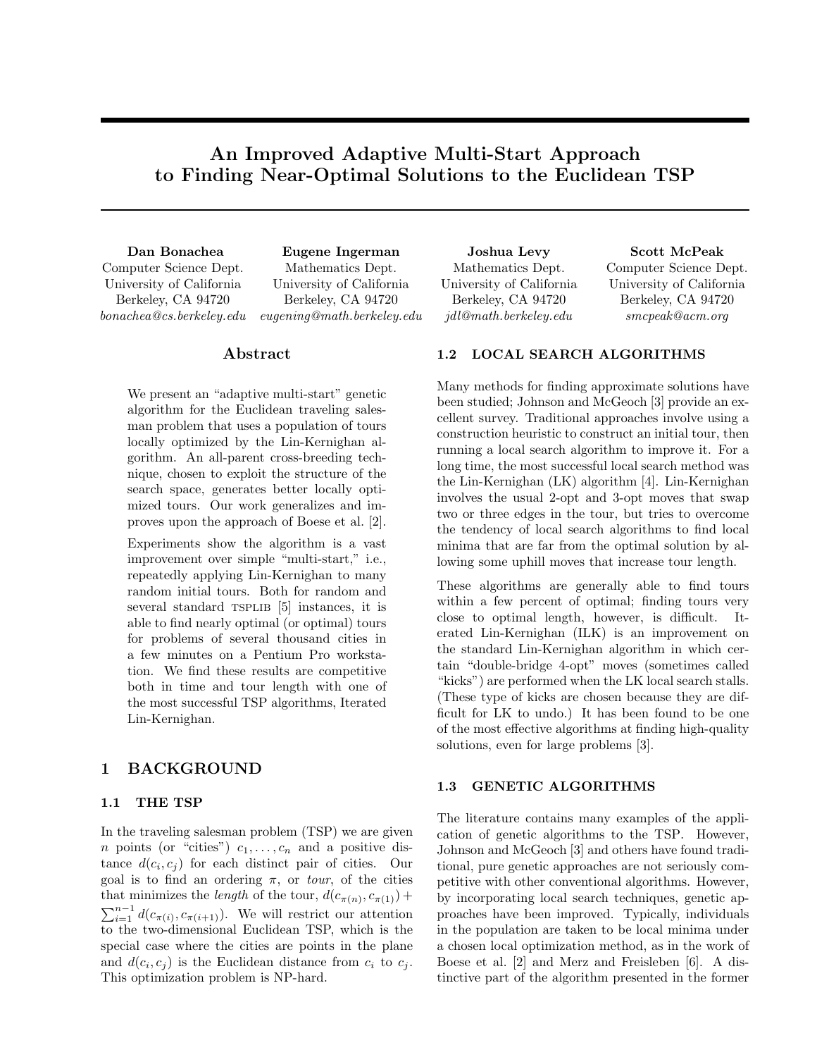# An Improved Adaptive Multi-Start Approach to Finding Near-Optimal Solutions to the Euclidean TSP

**Dan Bonachea**
Computer Science Dept.
University of California
Berkeley, CA 94720
*bonachea@cs.berkeley.edu*

**Eugene Ingerman**
Mathematics Dept.
University of California
Berkeley, CA 94720
*eugening@math.berkeley.edu*

**Joshua Levy**
Mathematics Dept.
University of California
Berkeley, CA 94720
*jdl@math.berkeley.edu*

**Scott McPeak**
Computer Science Dept.
University of California
Berkeley, CA 94720
*smcpeak@acm.org*

## Abstract

We present an "adaptive multi-start" genetic algorithm for the Euclidean traveling salesman problem that uses a population of tours locally optimized by the Lin-Kernighan algorithm. An all-parent cross-breeding technique, chosen to exploit the structure of the search space, generates better locally optimized tours. Our work generalizes and improves upon the approach of Boese et al. [2].

Experiments show the algorithm is a vast improvement over simple "multi-start," i.e., repeatedly applying Lin-Kernighan to many random initial tours. Both for random and several standard TSPLIB [5] instances, it is able to find nearly optimal (or optimal) tours for problems of several thousand cities in a few minutes on a Pentium Pro workstation. We find these results are competitive both in time and tour length with one of the most successful TSP algorithms, Iterated Lin-Kernighan.

## 1 BACKGROUND

### 1.1 THE TSP

In the traveling salesman problem (TSP) we are given $n$ points (or "cities") $c_1, \ldots, c_n$ and a positive distance $d(c_i, c_j)$ for each distinct pair of cities. Our goal is to find an ordering $\pi$, or *tour*, of the cities that minimizes the *length* of the tour, $d(c_{\pi(n)}, c_{\pi(1)}) + \sum_{i=1}^{n-1} d(c_{\pi(i)}, c_{\pi(i+1)})$. We will restrict our attention to the two-dimensional Euclidean TSP, which is the special case where the cities are points in the plane and $d(c_i, c_j)$ is the Euclidean distance from $c_i$ to $c_j$. This optimization problem is NP-hard.

### 1.2 LOCAL SEARCH ALGORITHMS

Many methods for finding approximate solutions have been studied; Johnson and McGeoch [3] provide an excellent survey. Traditional approaches involve using a construction heuristic to construct an initial tour, then running a local search algorithm to improve it. For a long time, the most successful local search method was the Lin-Kernighan (LK) algorithm [4]. Lin-Kernighan involves the usual 2-opt and 3-opt moves that swap two or three edges in the tour, but tries to overcome the tendency of local search algorithms to find local minima that are far from the optimal solution by allowing some uphill moves that increase tour length.

These algorithms are generally able to find tours within a few percent of optimal; finding tours very close to optimal length, however, is difficult. Iterated Lin-Kernighan (ILK) is an improvement on the standard Lin-Kernighan algorithm in which certain "double-bridge 4-opt" moves (sometimes called "kicks") are performed when the LK local search stalls. (These type of kicks are chosen because they are difficult for LK to undo.) It has been found to be one of the most effective algorithms at finding high-quality solutions, even for large problems [3].

### 1.3 GENETIC ALGORITHMS

The literature contains many examples of the application of genetic algorithms to the TSP. However, Johnson and McGeoch [3] and others have found traditional, pure genetic approaches are not seriously competitive with other conventional algorithms. However, by incorporating local search techniques, genetic approaches have been improved. Typically, individuals in the population are taken to be local minima under a chosen local optimization method, as in the work of Boese et al. [2] and Merz and Freisleben [6]. A distinctive part of the algorithm presented in the former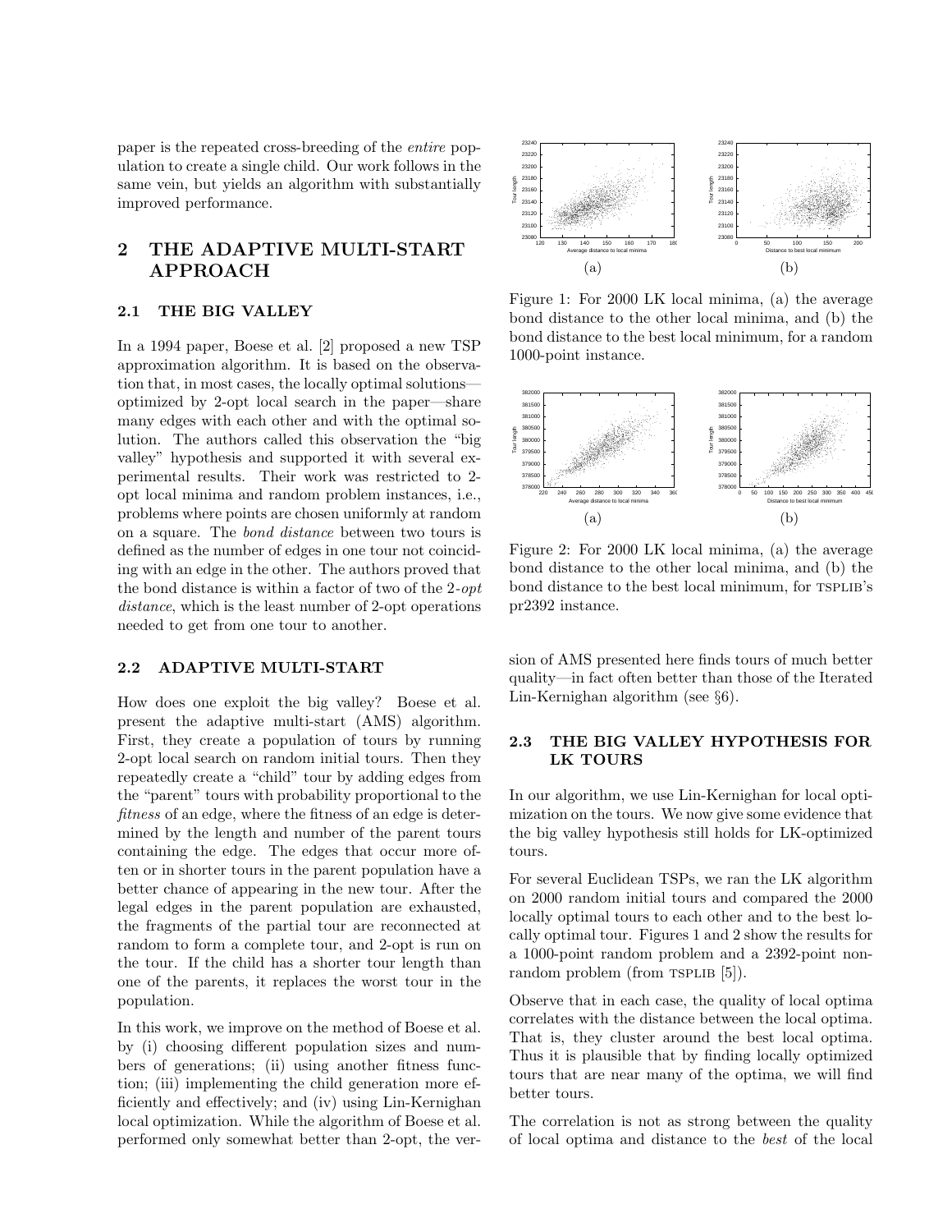paper is the repeated cross-breeding of the *entire* population to create a single child. Our work follows in the same vein, but yields an algorithm with substantially improved performance.

## 2 THE ADAPTIVE MULTI-START APPROACH

### 2.1 THE BIG VALLEY

In a 1994 paper, Boese et al. [2] proposed a new TSP approximation algorithm. It is based on the observation that, in most cases, the locally optimal solutions—optimized by 2-opt local search in the paper—share many edges with each other and with the optimal solution. The authors called this observation the "big valley" hypothesis and supported it with several experimental results. Their work was restricted to 2-opt local minima and random problem instances, i.e., problems where points are chosen uniformly at random on a square. The *bond distance* between two tours is defined as the number of edges in one tour not coinciding with an edge in the other. The authors proved that the bond distance is within a factor of two of the 2-*opt distance*, which is the least number of 2-opt operations needed to get from one tour to another.

### 2.2 ADAPTIVE MULTI-START

How does one exploit the big valley? Boese et al. present the adaptive multi-start (AMS) algorithm. First, they create a population of tours by running 2-opt local search on random initial tours. Then they repeatedly create a "child" tour by adding edges from the "parent" tours with probability proportional to the *fitness* of an edge, where the fitness of an edge is determined by the length and number of the parent tours containing the edge. The edges that occur more often or in shorter tours in the parent population have a better chance of appearing in the new tour. After the legal edges in the parent population are exhausted, the fragments of the partial tour are reconnected at random to form a complete tour, and 2-opt is run on the tour. If the child has a shorter tour length than one of the parents, it replaces the worst tour in the population.

In this work, we improve on the method of Boese et al. by (i) choosing different population sizes and numbers of generations; (ii) using another fitness function; (iii) implementing the child generation more efficiently and effectively; and (iv) using Lin-Kernighan local optimization. While the algorithm of Boese et al. performed only somewhat better than 2-opt, the version of AMS presented here finds tours of much better quality—in fact often better than those of the Iterated Lin-Kernighan algorithm (see §6).

Tour length
Average distance to local minima
(a)
Tour length
Distance to best local minimum
(b)

Figure 1: For 2000 LK local minima, (a) the average bond distance to the other local minima, and (b) the bond distance to the best local minimum, for a random 1000-point instance.

Tour length
Average distance to local minima
(a)
Tour length
Distance to best local minimum
(b)

Figure 2: For 2000 LK local minima, (a) the average bond distance to the other local minima, and (b) the bond distance to the best local minimum, for TSPLIB's pr2392 instance.

### 2.3 THE BIG VALLEY HYPOTHESIS FOR LK TOURS

In our algorithm, we use Lin-Kernighan for local optimization on the tours. We now give some evidence that the big valley hypothesis still holds for LK-optimized tours.

For several Euclidean TSPs, we ran the LK algorithm on 2000 random initial tours and compared the 2000 locally optimal tours to each other and to the best locally optimal tour. Figures 1 and 2 show the results for a 1000-point random problem and a 2392-point nonrandom problem (from TSPLIB [5]).

Observe that in each case, the quality of local optima correlates with the distance between the local optima. That is, they cluster around the best local optima. Thus it is plausible that by finding locally optimized tours that are near many of the optima, we will find better tours.

The correlation is not as strong between the quality of local optima and distance to the *best* of the local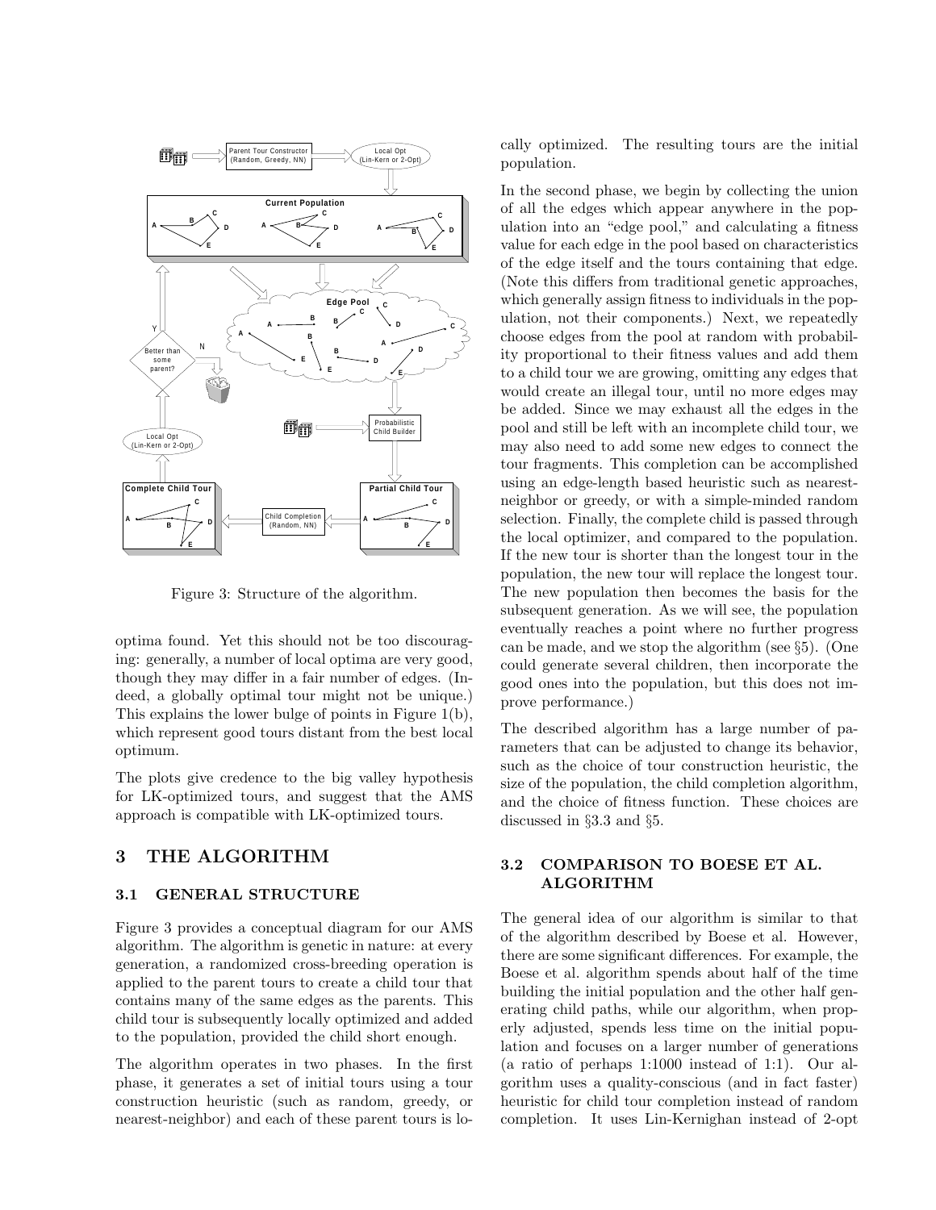Parent Tour Constructor (Random, Greedy, NN)

Local Opt (Lin-Kern or 2-Opt)

Current Population

Edge Pool

Better than some parent?

Y

N

Probabilistic Child Builder

Local Opt (Lin-Kern or 2-Opt)

Complete Child Tour

Child Completion (Random, NN)

Partial Child Tour

Figure 3: Structure of the algorithm.

optima found. Yet this should not be too discouraging: generally, a number of local optima are very good, though they may differ in a fair number of edges. (Indeed, a globally optimal tour might not be unique.) This explains the lower bulge of points in Figure 1(b), which represent good tours distant from the best local optimum.

The plots give credence to the big valley hypothesis for LK-optimized tours, and suggest that the AMS approach is compatible with LK-optimized tours.

## 3 THE ALGORITHM

### 3.1 GENERAL STRUCTURE

Figure 3 provides a conceptual diagram for our AMS algorithm. The algorithm is genetic in nature: at every generation, a randomized cross-breeding operation is applied to the parent tours to create a child tour that contains many of the same edges as the parents. This child tour is subsequently locally optimized and added to the population, provided the child short enough.

The algorithm operates in two phases. In the first phase, it generates a set of initial tours using a tour construction heuristic (such as random, greedy, or nearest-neighbor) and each of these parent tours is locally optimized. The resulting tours are the initial population.

In the second phase, we begin by collecting the union of all the edges which appear anywhere in the population into an "edge pool," and calculating a fitness value for each edge in the pool based on characteristics of the edge itself and the tours containing that edge. (Note this differs from traditional genetic approaches, which generally assign fitness to individuals in the population, not their components.) Next, we repeatedly choose edges from the pool at random with probability proportional to their fitness values and add them to a child tour we are growing, omitting any edges that would create an illegal tour, until no more edges may be added. Since we may exhaust all the edges in the pool and still be left with an incomplete child tour, we may also need to add some new edges to connect the tour fragments. This completion can be accomplished using an edge-length based heuristic such as nearest-neighbor or greedy, or with a simple-minded random selection. Finally, the complete child is passed through the local optimizer, and compared to the population. If the new tour is shorter than the longest tour in the population, the new tour will replace the longest tour. The new population then becomes the basis for the subsequent generation. As we will see, the population eventually reaches a point where no further progress can be made, and we stop the algorithm (see §5). (One could generate several children, then incorporate the good ones into the population, but this does not improve performance.)

The described algorithm has a large number of parameters that can be adjusted to change its behavior, such as the choice of tour construction heuristic, the size of the population, the child completion algorithm, and the choice of fitness function. These choices are discussed in §3.3 and §5.

### 3.2 COMPARISON TO BOESE ET AL. ALGORITHM

The general idea of our algorithm is similar to that of the algorithm described by Boese et al. However, there are some significant differences. For example, the Boese et al. algorithm spends about half of the time building the initial population and the other half generating child paths, while our algorithm, when properly adjusted, spends less time on the initial population and focuses on a larger number of generations (a ratio of perhaps 1:1000 instead of 1:1). Our algorithm uses a quality-conscious (and in fact faster) heuristic for child tour completion instead of random completion. It uses Lin-Kernighan instead of 2-opt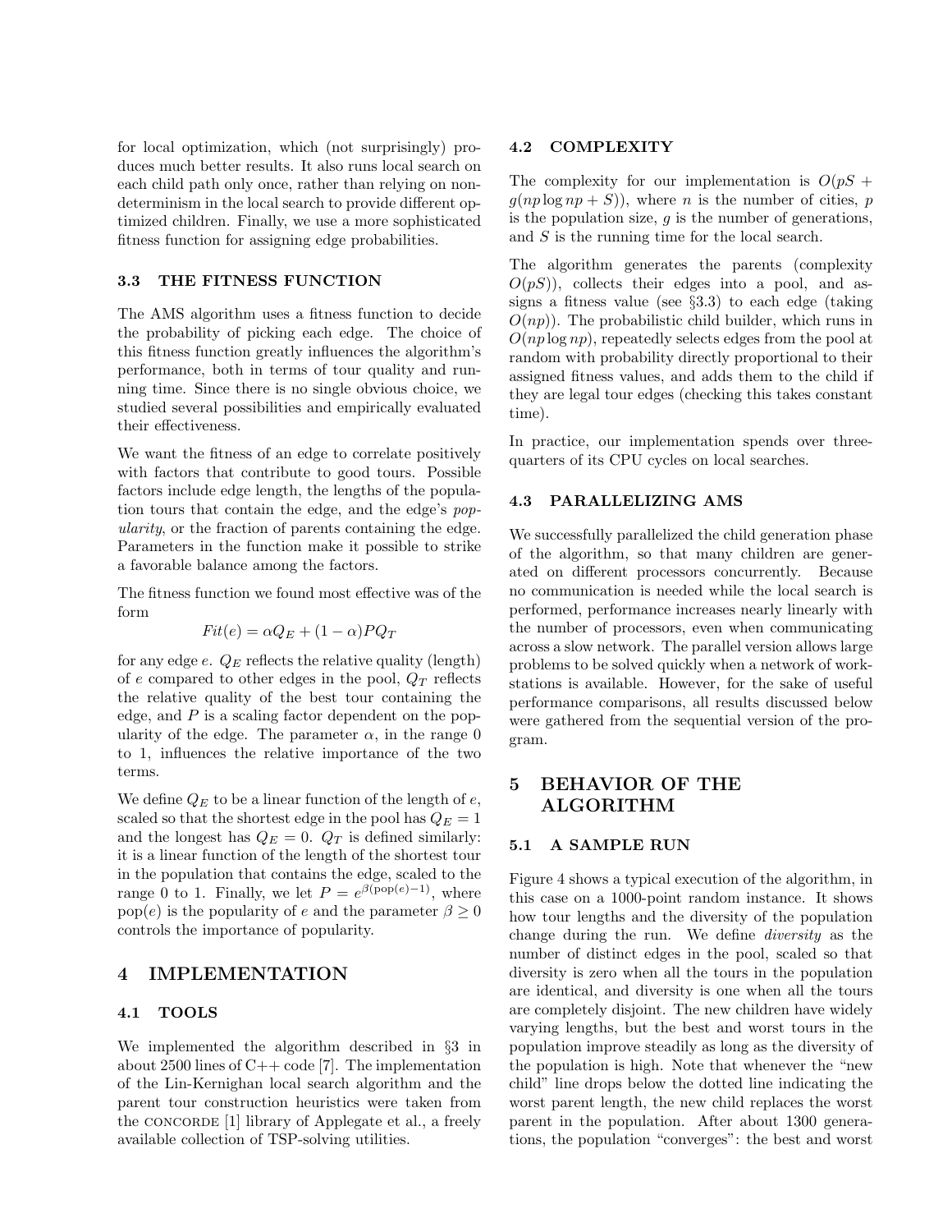for local optimization, which (not surprisingly) produces much better results. It also runs local search on each child path only once, rather than relying on nondeterminism in the local search to provide different optimized children. Finally, we use a more sophisticated fitness function for assigning edge probabilities.

### 3.3 THE FITNESS FUNCTION

The AMS algorithm uses a fitness function to decide the probability of picking each edge. The choice of this fitness function greatly influences the algorithm's performance, both in terms of tour quality and running time. Since there is no single obvious choice, we studied several possibilities and empirically evaluated their effectiveness.

We want the fitness of an edge to correlate positively with factors that contribute to good tours. Possible factors include edge length, the lengths of the population tours that contain the edge, and the edge's *popularity*, or the fraction of parents containing the edge. Parameters in the function make it possible to strike a favorable balance among the factors.

The fitness function we found most effective was of the form

$$Fit(e) = \alpha Q_E + (1 - \alpha) P Q_T$$

for any edge $e$. $Q_E$ reflects the relative quality (length) of $e$ compared to other edges in the pool, $Q_T$ reflects the relative quality of the best tour containing the edge, and $P$ is a scaling factor dependent on the popularity of the edge. The parameter $\alpha$, in the range 0 to 1, influences the relative importance of the two terms.

We define $Q_E$ to be a linear function of the length of $e$, scaled so that the shortest edge in the pool has $Q_E = 1$ and the longest has $Q_E = 0$. $Q_T$ is defined similarly: it is a linear function of the length of the shortest tour in the population that contains the edge, scaled to the range 0 to 1. Finally, we let $P = e^{\beta(\text{pop}(e)-1)}$, where $\text{pop}(e)$ is the popularity of $e$ and the parameter $\beta \geq 0$ controls the importance of popularity.

## 4 IMPLEMENTATION

### 4.1 TOOLS

We implemented the algorithm described in §3 in about 2500 lines of C++ code [7]. The implementation of the Lin-Kernighan local search algorithm and the parent tour construction heuristics were taken from the CONCORDE [1] library of Applegate et al., a freely available collection of TSP-solving utilities.

### 4.2 COMPLEXITY

The complexity for our implementation is $O(pS + g(np \log np + S))$, where $n$ is the number of cities, $p$ is the population size, $g$ is the number of generations, and $S$ is the running time for the local search.

The algorithm generates the parents (complexity $O(pS)$), collects their edges into a pool, and assigns a fitness value (see §3.3) to each edge (taking $O(np)$). The probabilistic child builder, which runs in $O(np \log np)$, repeatedly selects edges from the pool at random with probability directly proportional to their assigned fitness values, and adds them to the child if they are legal tour edges (checking this takes constant time).

In practice, our implementation spends over three-quarters of its CPU cycles on local searches.

### 4.3 PARALLELIZING AMS

We successfully parallelized the child generation phase of the algorithm, so that many children are generated on different processors concurrently. Because no communication is needed while the local search is performed, performance increases nearly linearly with the number of processors, even when communicating across a slow network. The parallel version allows large problems to be solved quickly when a network of workstations is available. However, for the sake of useful performance comparisons, all results discussed below were gathered from the sequential version of the program.

## 5 BEHAVIOR OF THE ALGORITHM

### 5.1 A SAMPLE RUN

Figure 4 shows a typical execution of the algorithm, in this case on a 1000-point random instance. It shows how tour lengths and the diversity of the population change during the run. We define *diversity* as the number of distinct edges in the pool, scaled so that diversity is zero when all the tours in the population are identical, and diversity is one when all the tours are completely disjoint. The new children have widely varying lengths, but the best and worst tours in the population improve steadily as long as the diversity of the population is high. Note that whenever the "new child" line drops below the dotted line indicating the worst parent length, the new child replaces the worst parent in the population. After about 1300 generations, the population "converges": the best and worst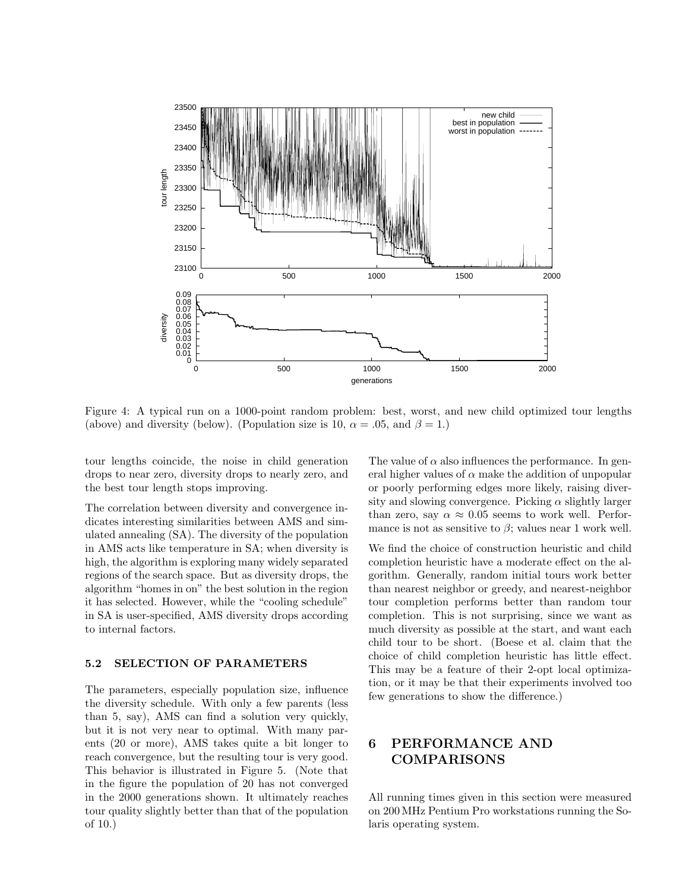23500
23450
23400
23350
23300
23250
23200
23150
23100

tour length

0 500 1000 1500 2000

new child
best in population
worst in population

0.09
0.08
0.07
0.06
0.05
0.04
0.03
0.02
0.01
0

diversity

0 500 1000 1500 2000

generations

Figure 4: A typical run on a 1000-point random problem: best, worst, and new child optimized tour lengths (above) and diversity (below). (Population size is 10, $\alpha = .05$, and $\beta = 1$.)

tour lengths coincide, the noise in child generation drops to near zero, diversity drops to nearly zero, and the best tour length stops improving.

The correlation between diversity and convergence indicates interesting similarities between AMS and simulated annealing (SA). The diversity of the population in AMS acts like temperature in SA; when diversity is high, the algorithm is exploring many widely separated regions of the search space. But as diversity drops, the algorithm "homes in on" the best solution in the region it has selected. However, while the "cooling schedule" in SA is user-specified, AMS diversity drops according to internal factors.

### 5.2 SELECTION OF PARAMETERS

The parameters, especially population size, influence the diversity schedule. With only a few parents (less than 5, say), AMS can find a solution very quickly, but it is not very near to optimal. With many parents (20 or more), AMS takes quite a bit longer to reach convergence, but the resulting tour is very good. This behavior is illustrated in Figure 5. (Note that in the figure the population of 20 has not converged in the 2000 generations shown. It ultimately reaches tour quality slightly better than that of the population of 10.)

The value of $\alpha$ also influences the performance. In general higher values of $\alpha$ make the addition of unpopular or poorly performing edges more likely, raising diversity and slowing convergence. Picking $\alpha$ slightly larger than zero, say $\alpha \approx 0.05$ seems to work well. Performance is not as sensitive to $\beta$; values near 1 work well.

We find the choice of construction heuristic and child completion heuristic have a moderate effect on the algorithm. Generally, random initial tours work better than nearest neighbor or greedy, and nearest-neighbor tour completion performs better than random tour completion. This is not surprising, since we want as much diversity as possible at the start, and want each child tour to be short. (Boese et al. claim that the choice of child completion heuristic has little effect. This may be a feature of their 2-opt local optimization, or it may be that their experiments involved too few generations to show the difference.)

## 6 PERFORMANCE AND COMPARISONS

All running times given in this section were measured on 200 MHz Pentium Pro workstations running the Solaris operating system.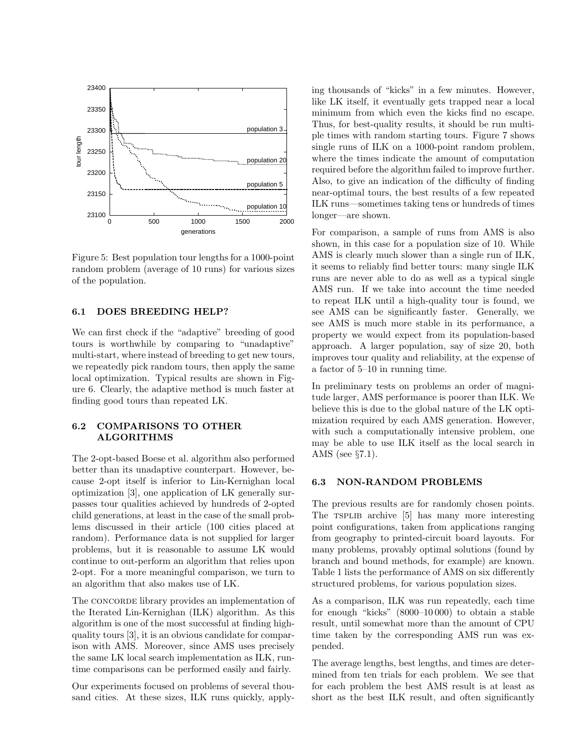23400
23350
23300
23250
23200
23150
23100
0 500 1000 1500 2000
generations
tour length
population 3
population 20
population 5
population 10

Figure 5: Best population tour lengths for a 1000-point random problem (average of 10 runs) for various sizes of the population.

### 6.1 DOES BREEDING HELP?

We can first check if the "adaptive" breeding of good tours is worthwhile by comparing to "unadaptive" multi-start, where instead of breeding to get new tours, we repeatedly pick random tours, then apply the same local optimization. Typical results are shown in Figure 6. Clearly, the adaptive method is much faster at finding good tours than repeated LK.

### 6.2 COMPARISONS TO OTHER ALGORITHMS

The 2-opt-based Boese et al. algorithm also performed better than its unadaptive counterpart. However, because 2-opt itself is inferior to Lin-Kernighan local optimization [3], one application of LK generally surpasses tour qualities achieved by hundreds of 2-opted child generations, at least in the case of the small problems discussed in their article (100 cities placed at random). Performance data is not supplied for larger problems, but it is reasonable to assume LK would continue to out-perform an algorithm that relies upon 2-opt. For a more meaningful comparison, we turn to an algorithm that also makes use of LK.

The CONCORDE library provides an implementation of the Iterated Lin-Kernighan (ILK) algorithm. As this algorithm is one of the most successful at finding high-quality tours [3], it is an obvious candidate for comparison with AMS. Moreover, since AMS uses precisely the same LK local search implementation as ILK, run-time comparisons can be performed easily and fairly.

Our experiments focused on problems of several thousand cities. At these sizes, ILK runs quickly, applying thousands of "kicks" in a few minutes. However, like LK itself, it eventually gets trapped near a local minimum from which even the kicks find no escape. Thus, for best-quality results, it should be run multiple times with random starting tours. Figure 7 shows single runs of ILK on a 1000-point random problem, where the times indicate the amount of computation required before the algorithm failed to improve further. Also, to give an indication of the difficulty of finding near-optimal tours, the best results of a few repeated ILK runs—sometimes taking tens or hundreds of times longer—are shown.

For comparison, a sample of runs from AMS is also shown, in this case for a population size of 10. While AMS is clearly much slower than a single run of ILK, it seems to reliably find better tours: many single ILK runs are never able to do as well as a typical single AMS run. If we take into account the time needed to repeat ILK until a high-quality tour is found, we see AMS can be significantly faster. Generally, we see AMS is much more stable in its performance, a property we would expect from its population-based approach. A larger population, say of size 20, both improves tour quality and reliability, at the expense of a factor of 5–10 in running time.

In preliminary tests on problems an order of magnitude larger, AMS performance is poorer than ILK. We believe this is due to the global nature of the LK optimization required by each AMS generation. However, with such a computationally intensive problem, one may be able to use ILK itself as the local search in AMS (see §7.1).

### 6.3 NON-RANDOM PROBLEMS

The previous results are for randomly chosen points. The TSPLIB archive [5] has many more interesting point configurations, taken from applications ranging from geography to printed-circuit board layouts. For many problems, provably optimal solutions (found by branch and bound methods, for example) are known. Table 1 lists the performance of AMS on six differently structured problems, for various population sizes.

As a comparison, ILK was run repeatedly, each time for enough "kicks" (8000–10 000) to obtain a stable result, until somewhat more than the amount of CPU time taken by the corresponding AMS run was expended.

The average lengths, best lengths, and times are determined from ten trials for each problem. We see that for each problem the best AMS result is at least as short as the best ILK result, and often significantly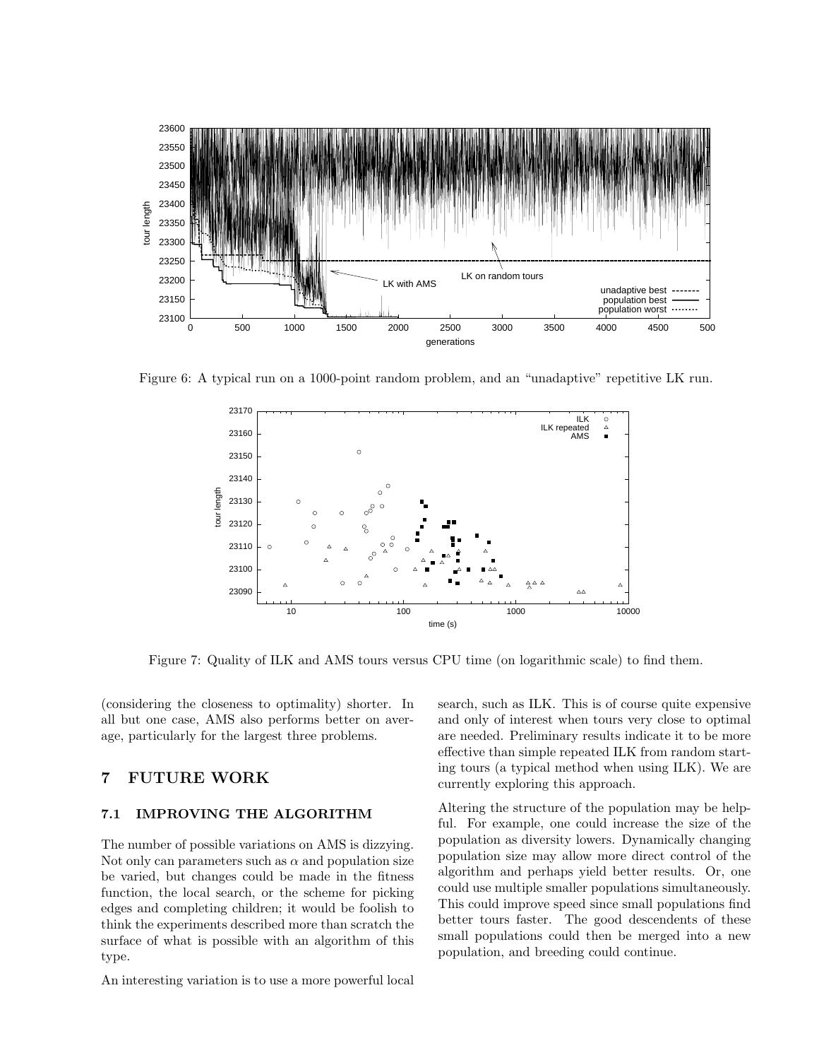23600
23550
23500
23450
23400
23350
23300
23250
23200
23150
23100

tour length

0 500 1000 1500 2000 2500 3000 3500 4000 4500 5000

generations

LK with AMS

LK on random tours

unadaptive best
population best
population worst

Figure 6: A typical run on a 1000-point random problem, and an "unadaptive" repetitive LK run.

23170
23160
23150
23140
23130
23120
23110
23100
23090

tour length

10 100 1000 10000

time (s)

ILK
ILK repeated
AMS

Figure 7: Quality of ILK and AMS tours versus CPU time (on logarithmic scale) to find them.

(considering the closeness to optimality) shorter. In all but one case, AMS also performs better on average, particularly for the largest three problems.

# 7 FUTURE WORK

## 7.1 IMPROVING THE ALGORITHM

The number of possible variations on AMS is dizzying. Not only can parameters such as $\alpha$ and population size be varied, but changes could be made in the fitness function, the local search, or the scheme for picking edges and completing children; it would be foolish to think the experiments described more than scratch the surface of what is possible with an algorithm of this type.

An interesting variation is to use a more powerful local search, such as ILK. This is of course quite expensive and only of interest when tours very close to optimal are needed. Preliminary results indicate it to be more effective than simple repeated ILK from random starting tours (a typical method when using ILK). We are currently exploring this approach.

Altering the structure of the population may be helpful. For example, one could increase the size of the population as diversity lowers. Dynamically changing population size may allow more direct control of the algorithm and perhaps yield better results. Or, one could use multiple smaller populations simultaneously. This could improve speed since small populations find better tours faster. The good descendents of these small populations could then be merged into a new population, and breeding could continue.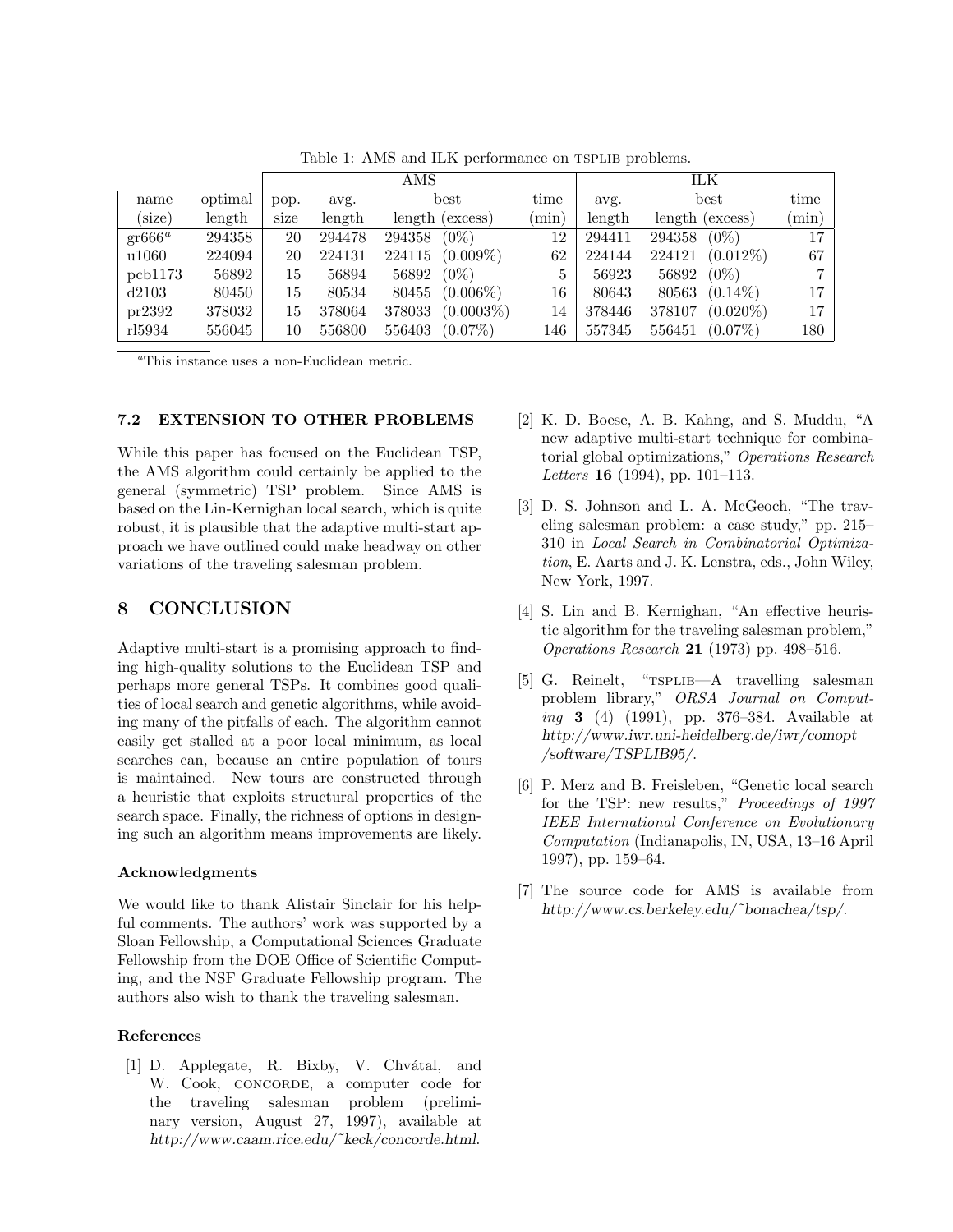Table 1: AMS and ILK performance on TSPLIB problems.

| | | AMS | | | | ILK | | |
|---|---|---|---|---|---|---|---|---|
| name (size) | optimal length | pop. size | avg. length | best length (excess) | time (min) | avg. length | best length (excess) | time (min) |
| gr666[a] | 294358 | 20 | 294478 | 294358 (0%) | 12 | 294411 | 294358 (0%) | 17 |
| u1060 | 224094 | 20 | 224131 | 224115 (0.009%) | 62 | 224144 | 224121 (0.012%) | 67 |
| pcb1173 | 56892 | 15 | 56894 | 56892 (0%) | 5 | 56923 | 56892 (0%) | 7 |
| d2103 | 80450 | 15 | 80534 | 80455 (0.006%) | 16 | 80643 | 80563 (0.14%) | 17 |
| pr2392 | 378032 | 15 | 378064 | 378033 (0.0003%) | 14 | 378446 | 378107 (0.020%) | 17 |
| rl5934 | 556045 | 10 | 556800 | 556403 (0.07%) | 146 | 557345 | 556451 (0.07%) | 180 |

[a] This instance uses a non-Euclidean metric.

### 7.2 EXTENSION TO OTHER PROBLEMS

While this paper has focused on the Euclidean TSP, the AMS algorithm could certainly be applied to the general (symmetric) TSP problem. Since AMS is based on the Lin-Kernighan local search, which is quite robust, it is plausible that the adaptive multi-start approach we have outlined could make headway on other variations of the traveling salesman problem.

## 8 CONCLUSION

Adaptive multi-start is a promising approach to finding high-quality solutions to the Euclidean TSP and perhaps more general TSPs. It combines good qualities of local search and genetic algorithms, while avoiding many of the pitfalls of each. The algorithm cannot easily get stalled at a poor local minimum, as local searches can, because an entire population of tours is maintained. New tours are constructed through a heuristic that exploits structural properties of the search space. Finally, the richness of options in designing such an algorithm means improvements are likely.

#### Acknowledgments

We would like to thank Alistair Sinclair for his helpful comments. The authors' work was supported by a Sloan Fellowship, a Computational Sciences Graduate Fellowship from the DOE Office of Scientific Computing, and the NSF Graduate Fellowship program. The authors also wish to thank the traveling salesman.

#### References

[1] D. Applegate, R. Bixby, V. Chvátal, and W. Cook, CONCORDE, a computer code for the traveling salesman problem (preliminary version, August 27, 1997), available at *http://www.caam.rice.edu/~keck/concorde.html*.

[2] K. D. Boese, A. B. Kahng, and S. Muddu, "A new adaptive multi-start technique for combinatorial global optimizations," *Operations Research Letters* **16** (1994), pp. 101–113.

[3] D. S. Johnson and L. A. McGeoch, "The traveling salesman problem: a case study," pp. 215–310 in *Local Search in Combinatorial Optimization*, E. Aarts and J. K. Lenstra, eds., John Wiley, New York, 1997.

[4] S. Lin and B. Kernighan, "An effective heuristic algorithm for the traveling salesman problem," *Operations Research* **21** (1973) pp. 498–516.

[5] G. Reinelt, "TSPLIB—A travelling salesman problem library," *ORSA Journal on Computing* **3** (4) (1991), pp. 376–384. Available at *http://www.iwr.uni-heidelberg.de/iwr/comopt/software/TSPLIB95/*.

[6] P. Merz and B. Freisleben, "Genetic local search for the TSP: new results," *Proceedings of 1997 IEEE International Conference on Evolutionary Computation* (Indianapolis, IN, USA, 13–16 April 1997), pp. 159–64.

[7] The source code for AMS is available from *http://www.cs.berkeley.edu/~bonachea/tsp/*.